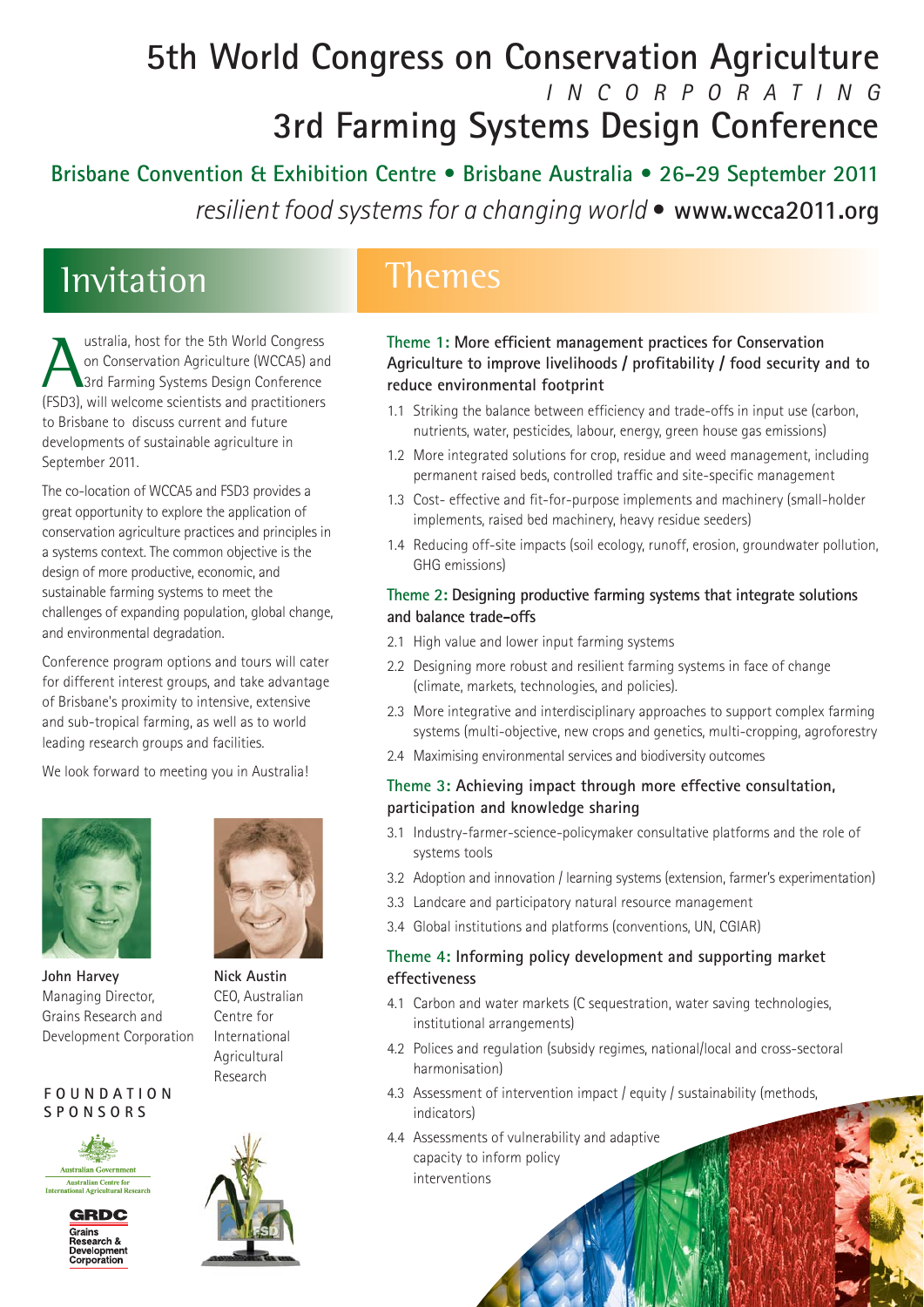# 5th World Congress on Conservation Agriculture

*INCORPORATING*

# 3rd Farming Systems Design Conference

**Brisbane Convention & Exhibition Centre • Brisbane Australia • 26-29 September 2011**

*resilient food systems for a changing world* • **www.wcca2011.org**

## Invitation

Australia, host for the 5th World Congress on Conservation Agriculture (WCCA5) and 3rd Farming Systems Design Conference (FSD3), will welcome scientists and practitioners to Brisbane to discuss current and future developments of sustainable agriculture in September 2011.

The co-location of WCCA5 and FSD3 provides a great opportunity to explore the application of conservation agriculture practices and principles in a systems context. The common objective is the design of more productive, economic, and sustainable farming systems to meet the challenges of expanding population, global change, and environmental degradation.

Conference program options and tours will cater for different interest groups, and take advantage of Brisbane's proximity to intensive, extensive and sub-tropical farming, as well as to world leading research groups and facilities.

We look forward to meeting you in Australia!

**John Harvey**
Managing Director, Grains Research and Development Corporation

**Nick Austin**
CEO, Australian Centre for International Agricultural Research

**FOUNDATION SPONSORS**

Australian Government
Australian Centre for International Agricultural Research

GRDC
Grains Research & Development Corporation

## Themes

### Theme 1: More efficient management practices for Conservation Agriculture to improve livelihoods / profitability / food security and to reduce environmental footprint

1.1 Striking the balance between efficiency and trade-offs in input use (carbon, nutrients, water, pesticides, labour, energy, green house gas emissions)

1.2 More integrated solutions for crop, residue and weed management, including permanent raised beds, controlled traffic and site-specific management

1.3 Cost- effective and fit-for-purpose implements and machinery (small-holder implements, raised bed machinery, heavy residue seeders)

1.4 Reducing off-site impacts (soil ecology, runoff, erosion, groundwater pollution, GHG emissions)

### Theme 2: Designing productive farming systems that integrate solutions and balance trade-offs

2.1 High value and lower input farming systems

2.2 Designing more robust and resilient farming systems in face of change (climate, markets, technologies, and policies).

2.3 More integrative and interdisciplinary approaches to support complex farming systems (multi-objective, new crops and genetics, multi-cropping, agroforestry

2.4 Maximising environmental services and biodiversity outcomes

### Theme 3: Achieving impact through more effective consultation, participation and knowledge sharing

3.1 Industry-farmer-science-policymaker consultative platforms and the role of systems tools

3.2 Adoption and innovation / learning systems (extension, farmer's experimentation)

3.3 Landcare and participatory natural resource management

3.4 Global institutions and platforms (conventions, UN, CGIAR)

### Theme 4: Informing policy development and supporting market effectiveness

4.1 Carbon and water markets (C sequestration, water saving technologies, institutional arrangements)

4.2 Polices and regulation (subsidy regimes, national/local and cross-sectoral harmonisation)

4.3 Assessment of intervention impact / equity / sustainability (methods, indicators)

4.4 Assessments of vulnerability and adaptive capacity to inform policy interventions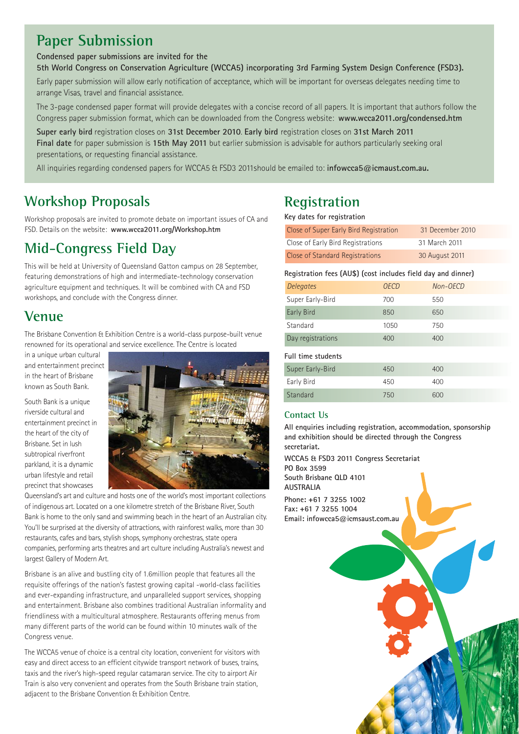## Paper Submission

**Condensed paper submissions are invited for the**
**5th World Congress on Conservation Agriculture (WCCA5) incorporating 3rd Farming System Design Conference (FSD3).**

Early paper submission will allow early notification of acceptance, which will be important for overseas delegates needing time to arrange Visas, travel and financial assistance.

The 3-page condensed paper format will provide delegates with a concise record of all papers. It is important that authors follow the Congress paper submission format, which can be downloaded from the Congress website: **www.wcca2011.org/condensed.htm**

**Super early bird** registration closes on **31st December 2010**. **Early bird** registration closes on **31st March 2011**
**Final date** for paper submission is **15th May 2011** but earlier submission is advisable for authors particularly seeking oral presentations, or requesting financial assistance.

All inquiries regarding condensed papers for WCCA5 & FSD3 2011should be emailed to: **infowcca5@icmaust.com.au.**

## Workshop Proposals

Workshop proposals are invited to promote debate on important issues of CA and FSD. Details on the website: **www.wcca2011.org/Workshop.htm**

## Mid-Congress Field Day

This will be held at University of Queensland Gatton campus on 28 September, featuring demonstrations of high and intermediate-technology conservation agriculture equipment and techniques. It will be combined with CA and FSD workshops, and conclude with the Congress dinner.

## Venue

The Brisbane Convention & Exhibition Centre is a world-class purpose-built venue renowned for its operational and service excellence. The Centre is located in a unique urban cultural and entertainment precinct in the heart of Brisbane known as South Bank.

South Bank is a unique riverside cultural and entertainment precinct in the heart of the city of Brisbane. Set in lush subtropical riverfront parkland, it is a dynamic urban lifestyle and retail precinct that showcases Queensland's art and culture and hosts one of the world's most important collections of indigenous art. Located on a one kilometre stretch of the Brisbane River, South Bank is home to the only sand and swimming beach in the heart of an Australian city. You'll be surprised at the diversity of attractions, with rainforest walks, more than 30 restaurants, cafes and bars, stylish shops, symphony orchestras, state opera companies, performing arts theatres and art culture including Australia's newest and largest Gallery of Modern Art.

Brisbane is an alive and bustling city of 1.6million people that features all the requisite offerings of the nation's fastest growing capital -world-class facilities and ever-expanding infrastructure, and unparalleled support services, shopping and entertainment. Brisbane also combines traditional Australian informality and friendliness with a multicultural atmosphere. Restaurants offering menus from many different parts of the world can be found within 10 minutes walk of the Congress venue.

The WCCA5 venue of choice is a central city location, convenient for visitors with easy and direct access to an efficient citywide transport network of buses, trains, taxis and the river's high-speed regular catamaran service. The city to airport Air Train is also very convenient and operates from the South Brisbane train station, adjacent to the Brisbane Convention & Exhibition Centre.

## Registration

**Key dates for registration**

| | |
|---|---|
| Close of Super Early Bird Registration | 31 December 2010 |
| Close of Early Bird Registrations | 31 March 2011 |
| Close of Standard Registrations | 30 August 2011 |

**Registration fees (AU$) (cost includes field day and dinner)**

| *Delegates* | *OECD* | *Non-OECD* |
|---|---|---|
| Super Early-Bird | 700 | 550 |
| Early Bird | 850 | 650 |
| Standard | 1050 | 750 |
| Day registrations | 400 | 400 |

**Full time students**

| | | |
|---|---|---|
| Super Early-Bird | 450 | 400 |
| Early Bird | 450 | 400 |
| Standard | 750 | 600 |

### Contact Us

**All enquiries including registration, accommodation, sponsorship and exhibition should be directed through the Congress secretariat.**

**WCCA5 & FSD3 2011 Congress Secretariat**
**PO Box 3599**
**South Brisbane QLD 4101**
**AUSTRALIA**

**Phone: +61 7 3255 1002**
**Fax: +61 7 3255 1004**
**Email: infowcca5@icmsaust.com.au**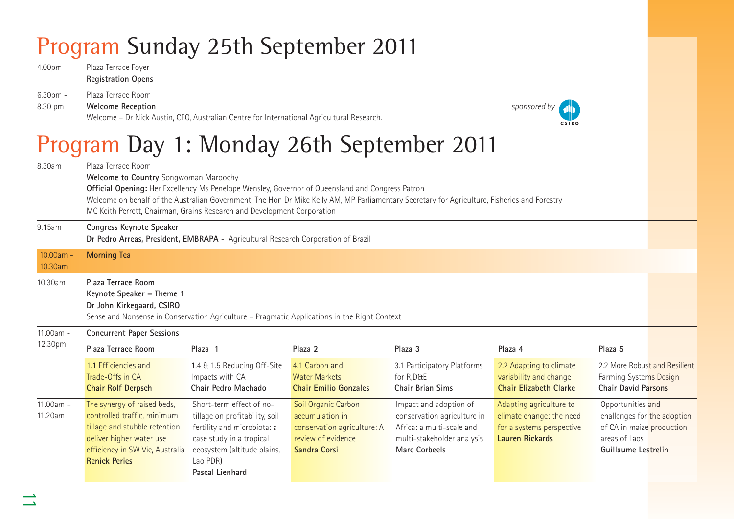# Program Sunday 25th September 2011

4.00pm — Plaza Terrace Foyer
**Registration Opens**

6.30pm - 8.30 pm — Plaza Terrace Room
**Welcome Reception**
Welcome – Dr Nick Austin, CEO, Australian Centre for International Agricultural Research.

*sponsored by* CSIRO

# Program Day 1: Monday 26th September 2011

8.30am — Plaza Terrace Room
**Welcome to Country** Songwoman Maroochy
**Official Opening:** Her Excellency Ms Penelope Wensley, Governor of Queensland and Congress Patron
Welcome on behalf of the Australian Government, The Hon Dr Mike Kelly AM, MP Parliamentary Secretary for Agriculture, Fisheries and Forestry
MC Keith Perrett, Chairman, Grains Research and Development Corporation

9.15am — **Congress Keynote Speaker**
**Dr Pedro Arreas, President, EMBRAPA** - Agricultural Research Corporation of Brazil

10.00am - 10.30am — **Morning Tea**

10.30am — **Plaza Terrace Room**
**Keynote Speaker – Theme 1**
**Dr John Kirkegaard, CSIRO**
Sense and Nonsense in Conservation Agriculture – Pragmatic Applications in the Right Context

11.00am - 12.30pm — **Concurrent Paper Sessions**

| | Plaza Terrace Room | Plaza 1 | Plaza 2 | Plaza 3 | Plaza 4 | Plaza 5 |
|---|---|---|---|---|---|---|
| | 1.1 Efficiencies and Trade-Offs in CA **Chair Rolf Derpsch** | 1.4 & 1.5 Reducing Off-Site Impacts with CA **Chair Pedro Machado** | 4.1 Carbon and Water Markets **Chair Emilio Gonzales** | 3.1 Participatory Platforms for R,D&E **Chair Brian Sims** | 2.2 Adapting to climate variability and change **Chair Elizabeth Clarke** | 2.2 More Robust and Resilient Farming Systems Design **Chair David Parsons** |
| 11.00am – 11.20am | The synergy of raised beds, controlled traffic, minimum tillage and stubble retention deliver higher water use efficiency in SW Vic, Australia **Renick Peries** | Short-term effect of no-tillage on profitability, soil fertility and microbiota: a case study in a tropical ecosystem (altitude plains, Lao PDR) **Pascal Lienhard** | Soil Organic Carbon accumulation in conservation agriculture: A review of evidence **Sandra Corsi** | Impact and adoption of conservation agriculture in Africa: a multi-scale and multi-stakeholder analysis **Marc Corbeels** | Adapting agriculture to climate change: the need for a systems perspective **Lauren Rickards** | Opportunities and challenges for the adoption of CA in maize production areas of Laos **Guillaume Lestrelin** |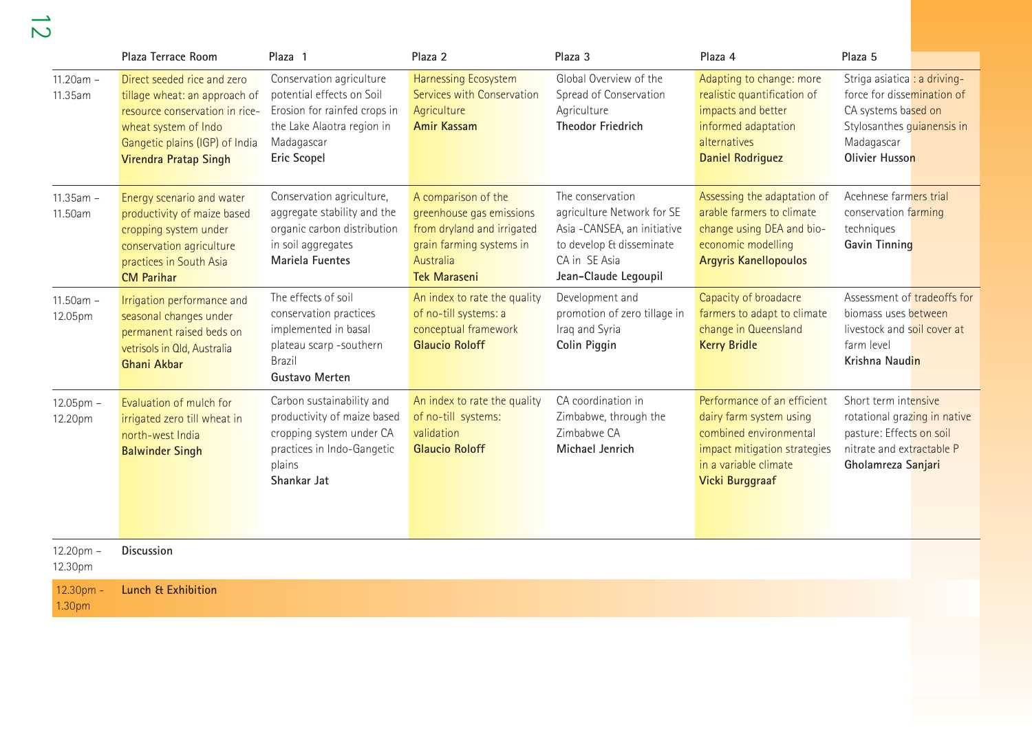| | Plaza Terrace Room | Plaza 1 | Plaza 2 | Plaza 3 | Plaza 4 | Plaza 5 |
|---|---|---|---|---|---|---|
| 11.20am – 11.35am | Direct seeded rice and zero tillage wheat: an approach of resource conservation in rice-wheat system of Indo Gangetic plains (IGP) of India **Virendra Pratap Singh** | Conservation agriculture potential effects on Soil Erosion for rainfed crops in the Lake Alaotra region in Madagascar **Eric Scopel** | Harnessing Ecosystem Services with Conservation Agriculture **Amir Kassam** | Global Overview of the Spread of Conservation Agriculture **Theodor Friedrich** | Adapting to change: more realistic quantification of impacts and better informed adaptation alternatives **Daniel Rodriguez** | Striga asiatica : a driving-force for dissemination of CA systems based on Stylosanthes guianensis in Madagascar **Olivier Husson** |
| 11.35am – 11.50am | Energy scenario and water productivity of maize based cropping system under conservation agriculture practices in South Asia **CM Parihar** | Conservation agriculture, aggregate stability and the organic carbon distribution in soil aggregates **Mariela Fuentes** | A comparison of the greenhouse gas emissions from dryland and irrigated grain farming systems in Australia **Tek Maraseni** | The conservation agriculture Network for SE Asia -CANSEA, an initiative to develop & disseminate CA in SE Asia **Jean-Claude Legoupil** | Assessing the adaptation of arable farmers to climate change using DEA and bio-economic modelling **Argyris Kanellopoulos** | Acehnese farmers trial conservation farming techniques **Gavin Tinning** |
| 11.50am – 12.05pm | Irrigation performance and seasonal changes under permanent raised beds on vetrisols in Qld, Australia **Ghani Akbar** | The effects of soil conservation practices implemented in basal plateau scarp -southern Brazil **Gustavo Merten** | An index to rate the quality of no-till systems: a conceptual framework **Glaucio Roloff** | Development and promotion of zero tillage in Iraq and Syria **Colin Piggin** | Capacity of broadacre farmers to adapt to climate change in Queensland **Kerry Bridle** | Assessment of tradeoffs for biomass uses between livestock and soil cover at farm level **Krishna Naudin** |
| 12.05pm – 12.20pm | Evaluation of mulch for irrigated zero till wheat in north-west India **Balwinder Singh** | Carbon sustainability and productivity of maize based cropping system under CA practices in Indo-Gangetic plains **Shankar Jat** | An index to rate the quality of no-till systems: validation **Glaucio Roloff** | CA coordination in Zimbabwe, through the Zimbabwe CA **Michael Jenrich** | Performance of an efficient dairy farm system using combined environmental impact mitigation strategies in a variable climate **Vicki Burggraaf** | Short term intensive rotational grazing in native pasture: Effects on soil nitrate and extractable P **Gholamreza Sanjari** |
| 12.20pm – 12.30pm | **Discussion** | | | | | |
| 12.30pm - 1.30pm | **Lunch & Exhibition** | | | | | |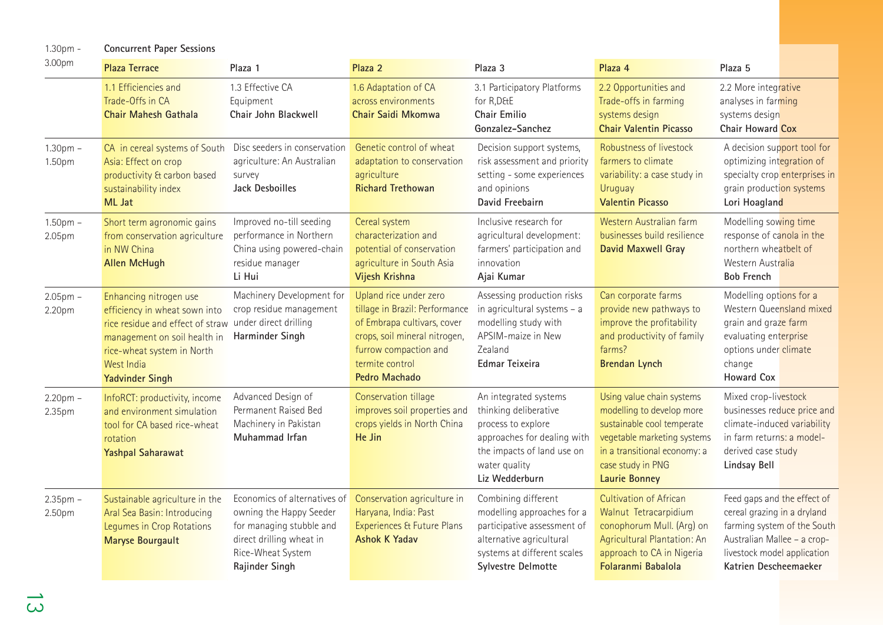## 1.30pm - 3.00pm Concurrent Paper Sessions

| | Plaza Terrace | Plaza 1 | Plaza 2 | Plaza 3 | Plaza 4 | Plaza 5 |
|---|---|---|---|---|---|---|
| | 1.1 Efficiencies and Trade-Offs in CA **Chair Mahesh Gathala** | 1.3 Effective CA Equipment **Chair John Blackwell** | 1.6 Adaptation of CA across environments **Chair Saidi Mkomwa** | 3.1 Participatory Platforms for R,D&E **Chair Emilio Gonzalez-Sanchez** | 2.2 Opportunities and Trade-offs in farming systems design **Chair Valentin Picasso** | 2.2 More integrative analyses in farming systems design **Chair Howard Cox** |
| 1.30pm – 1.50pm | CA in cereal systems of South Asia: Effect on crop productivity & carbon based sustainability index **ML Jat** | Disc seeders in conservation agriculture: An Australian survey **Jack Desbolles** | Genetic control of wheat adaptation to conservation agriculture **Richard Trethowan** | Decision support systems, risk assessment and priority setting - some experiences and opinions **David Freebairn** | Robustness of livestock farmers to climate variability: a case study in Uruguay **Valentin Picasso** | A decision support tool for optimizing integration of specialty crop enterprises in grain production systems **Lori Hoagland** |
| 1.50pm – 2.05pm | Short term agronomic gains from conservation agriculture in NW China **Allen McHugh** | Improved no-till seeding performance in Northern China using powered-chain residue manager **Li Hui** | Cereal system characterization and potential of conservation agriculture in South Asia **Vijesh Krishna** | Inclusive research for agricultural development: farmers' participation and innovation **Ajai Kumar** | Western Australian farm businesses build resilience **David Maxwell Gray** | Modelling sowing time response of canola in the northern wheatbelt of Western Australia **Bob French** |
| 2.05pm – 2.20pm | Enhancing nitrogen use efficiency in wheat sown into rice residue and effect of straw management on soil health in rice-wheat system in North West India **Yadvinder Singh** | Machinery Development for crop residue management under direct drilling **Harminder Singh** | Upland rice under zero tillage in Brazil: Performance of Embrapa cultivars, cover crops, soil mineral nitrogen, furrow compaction and termite control **Pedro Machado** | Assessing production risks in agricultural systems – a modelling study with APSIM-maize in New Zealand **Edmar Teixeira** | Can corporate farms provide new pathways to improve the profitability and productivity of family farms? **Brendan Lynch** | Modelling options for a Western Queensland mixed grain and graze farm evaluating enterprise options under climate change **Howard Cox** |
| 2.20pm – 2.35pm | InfoRCT: productivity, income and environment simulation tool for CA based rice-wheat rotation **Yashpal Saharawat** | Advanced Design of Permanent Raised Bed Machinery in Pakistan **Muhammad Irfan** | Conservation tillage improves soil properties and crops yields in North China **He Jin** | An integrated systems thinking deliberative process to explore approaches for dealing with the impacts of land use on water quality **Liz Wedderburn** | Using value chain systems modelling to develop more sustainable cool temperate vegetable marketing systems in a transitional economy: a case study in PNG **Laurie Bonney** | Mixed crop-livestock businesses reduce price and climate-induced variability in farm returns: a model-derived case study **Lindsay Bell** |
| 2.35pm – 2.50pm | Sustainable agriculture in the Aral Sea Basin: Introducing Legumes in Crop Rotations **Maryse Bourgault** | Economics of alternatives of owning the Happy Seeder for managing stubble and direct drilling wheat in Rice-Wheat System **Rajinder Singh** | Conservation agriculture in Haryana, India: Past Experiences & Future Plans **Ashok K Yadav** | Combining different modelling approaches for a participative assessment of alternative agricultural systems at different scales **Sylvestre Delmotte** | Cultivation of African Walnut Tetracarpidium conophorum Mull. (Arg) on Agricultural Plantation: An approach to CA in Nigeria **Folaranmi Babalola** | Feed gaps and the effect of cereal grazing in a dryland farming system of the South Australian Mallee – a crop-livestock model application **Katrien Descheemaeker** |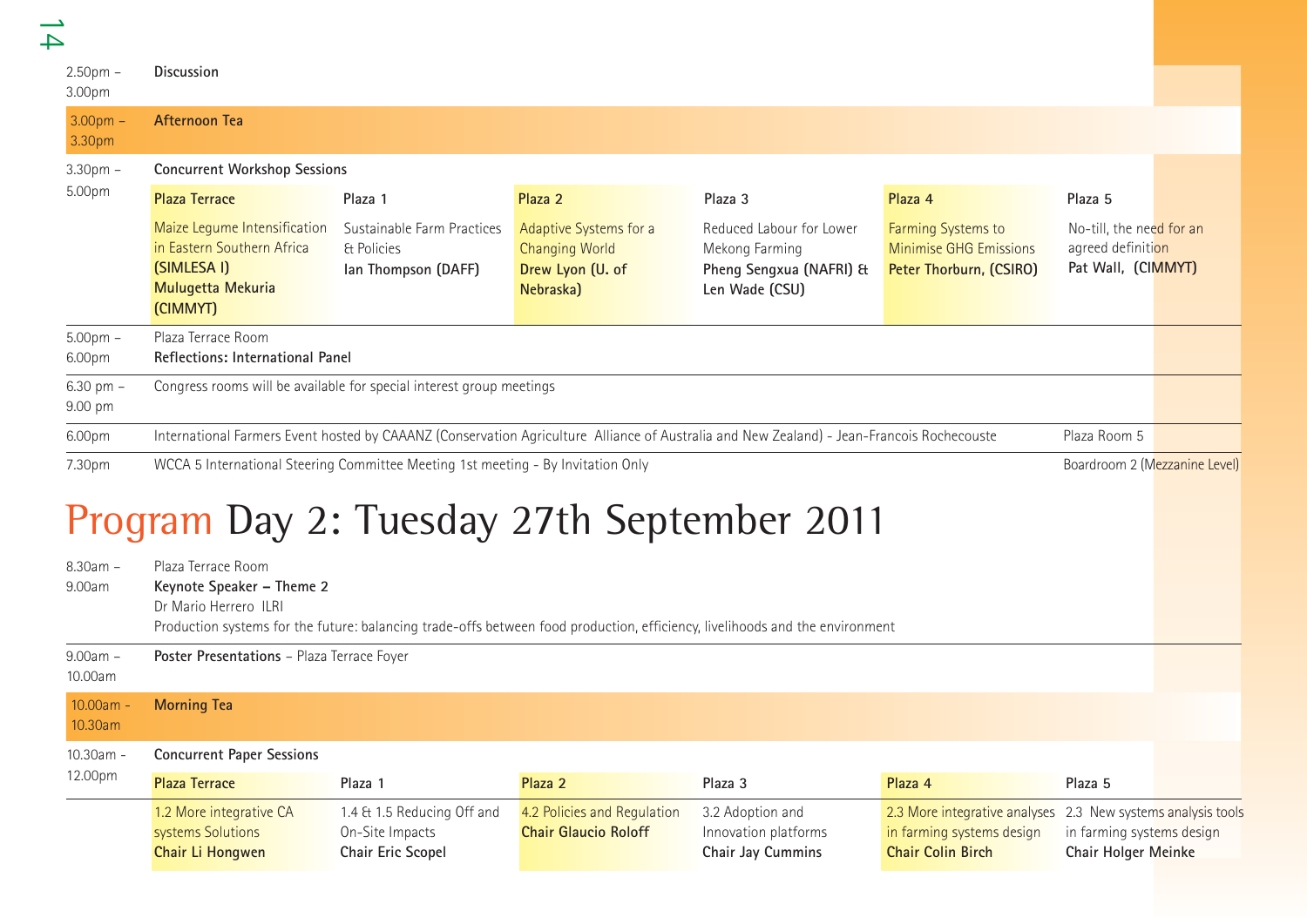| Time | Session | | | | | |
|---|---|---|---|---|---|---|
| 2.50pm – 3.00pm | **Discussion** | | | | | |
| 3.00pm – 3.30pm | **Afternoon Tea** | | | | | |
| 3.30pm – 5.00pm | **Concurrent Workshop Sessions** | | | | | |
| | **Plaza Terrace** | Plaza 1 | Plaza 2 | Plaza 3 | Plaza 4 | Plaza 5 |
| | Maize Legume Intensification in Eastern Southern Africa **(SIMLESA I)** **Mulugetta Mekuria (CIMMYT)** | Sustainable Farm Practices & Policies **Ian Thompson (DAFF)** | Adaptive Systems for a Changing World **Drew Lyon (U. of Nebraska)** | Reduced Labour for Lower Mekong Farming **Pheng Sengxua (NAFRI) & Len Wade (CSU)** | Farming Systems to Minimise GHG Emissions **Peter Thorburn, (CSIRO)** | No-till, the need for an agreed definition **Pat Wall, (CIMMYT)** |
| 5.00pm – 6.00pm | Plaza Terrace Room **Reflections: International Panel** | | | | | |
| 6.30 pm – 9.00 pm | Congress rooms will be available for special interest group meetings | | | | | |
| 6.00pm | International Farmers Event hosted by CAAANZ (Conservation Agriculture Alliance of Australia and New Zealand) - Jean-Francois Rochecouste | | | | | Plaza Room 5 |
| 7.30pm | WCCA 5 International Steering Committee Meeting 1st meeting - By Invitation Only | | | | | Boardroom 2 (Mezzanine Level) |

# Program Day 2: Tuesday 27th September 2011

| Time | Session | | | | | |
|---|---|---|---|---|---|---|
| 8.30am – 9.00am | Plaza Terrace Room **Keynote Speaker – Theme 2** Dr Mario Herrero ILRI Production systems for the future: balancing trade-offs between food production, efficiency, livelihoods and the environment | | | | | |
| 9.00am – 10.00am | **Poster Presentations** – Plaza Terrace Foyer | | | | | |
| 10.00am - 10.30am | **Morning Tea** | | | | | |
| 10.30am - 12.00pm | **Concurrent Paper Sessions** | | | | | |
| | **Plaza Terrace** | Plaza 1 | Plaza 2 | Plaza 3 | Plaza 4 | Plaza 5 |
| | 1.2 More integrative CA systems Solutions **Chair Li Hongwen** | 1.4 & 1.5 Reducing Off and On-Site Impacts **Chair Eric Scopel** | 4.2 Policies and Regulation **Chair Glaucio Roloff** | 3.2 Adoption and Innovation platforms **Chair Jay Cummins** | 2.3 More integrative analyses in farming systems design **Chair Colin Birch** | 2.3 New systems analysis tools in farming systems design **Chair Holger Meinke** |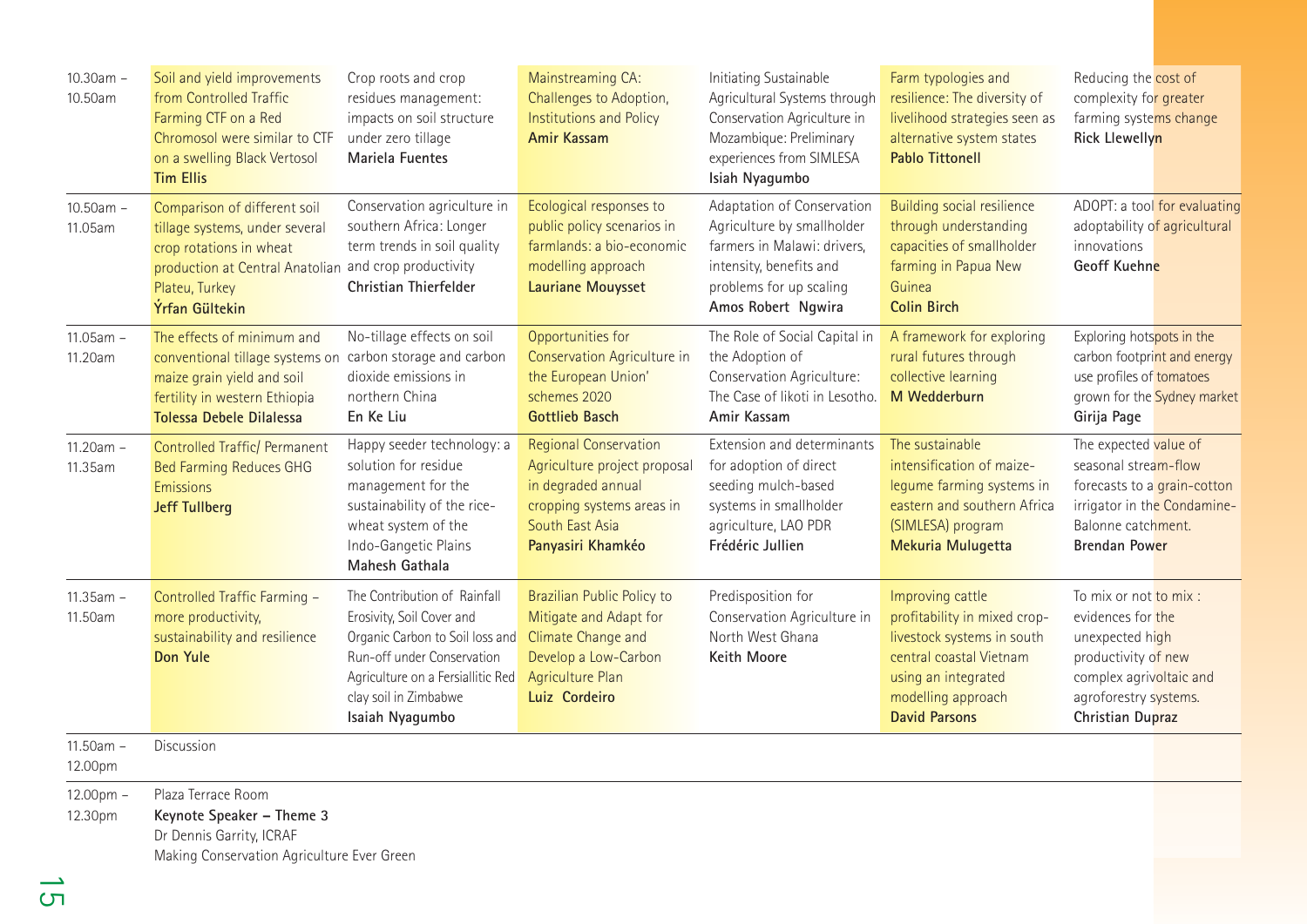| | | | | | | |
|---|---|---|---|---|---|---|
| 10.30am – 10.50am | Soil and yield improvements from Controlled Traffic Farming CTF on a Red Chromosol were similar to CTF on a swelling Black Vertosol **Tim Ellis** | Crop roots and crop residues management: impacts on soil structure under zero tillage **Mariela Fuentes** | Mainstreaming CA: Challenges to Adoption, Institutions and Policy **Amir Kassam** | Initiating Sustainable Agricultural Systems through Conservation Agriculture in Mozambique: Preliminary experiences from SIMLESA **Isiah Nyagumbo** | Farm typologies and resilience: The diversity of livelihood strategies seen as alternative system states **Pablo Tittonell** | Reducing the cost of complexity for greater farming systems change **Rick Llewellyn** |
| 10.50am – 11.05am | Comparison of different soil tillage systems, under several crop rotations in wheat production at Central Anatolian Plateu, Turkey **Ýrfan Gültekin** | Conservation agriculture in southern Africa: Longer term trends in soil quality and crop productivity **Christian Thierfelder** | Ecological responses to public policy scenarios in farmlands: a bio-economic modelling approach **Lauriane Mouysset** | Adaptation of Conservation Agriculture by smallholder farmers in Malawi: drivers, intensity, benefits and problems for up scaling **Amos Robert Ngwira** | Building social resilience through understanding capacities of smallholder farming in Papua New Guinea **Colin Birch** | ADOPT: a tool for evaluating adoptability of agricultural innovations **Geoff Kuehne** |
| 11.05am – 11.20am | The effects of minimum and conventional tillage systems on maize grain yield and soil fertility in western Ethiopia **Tolessa Debele Dilalessa** | No-tillage effects on soil carbon storage and carbon dioxide emissions in northern China **En Ke Liu** | Opportunities for Conservation Agriculture in the European Union' schemes 2020 **Gottlieb Basch** | The Role of Social Capital in the Adoption of Conservation Agriculture: The Case of likoti in Lesotho. **Amir Kassam** | A framework for exploring rural futures through collective learning **M Wedderburn** | Exploring hotspots in the carbon footprint and energy use profiles of tomatoes grown for the Sydney market **Girija Page** |
| 11.20am – 11.35am | Controlled Traffic/ Permanent Bed Farming Reduces GHG Emissions **Jeff Tullberg** | Happy seeder technology: a solution for residue management for the sustainability of the rice-wheat system of the Indo-Gangetic Plains **Mahesh Gathala** | Regional Conservation Agriculture project proposal in degraded annual cropping systems areas in South East Asia **Panyasiri Khamkéo** | Extension and determinants for adoption of direct seeding mulch-based systems in smallholder agriculture, LAO PDR **Frédéric Jullien** | The sustainable intensification of maize-legume farming systems in eastern and southern Africa (SIMLESA) program **Mekuria Mulugetta** | The expected value of seasonal stream-flow forecasts to a grain-cotton irrigator in the Condamine-Balonne catchment. **Brendan Power** |
| 11.35am – 11.50am | Controlled Traffic Farming – more productivity, sustainability and resilience **Don Yule** | The Contribution of Rainfall Erosivity, Soil Cover and Organic Carbon to Soil loss and Run-off under Conservation Agriculture on a Fersiallitic Red clay soil in Zimbabwe **Isaiah Nyagumbo** | Brazilian Public Policy to Mitigate and Adapt for Climate Change and Develop a Low-Carbon Agriculture Plan **Luiz Cordeiro** | Predisposition for Conservation Agriculture in North West Ghana **Keith Moore** | Improving cattle profitability in mixed crop-livestock systems in south central coastal Vietnam using an integrated modelling approach **David Parsons** | To mix or not to mix : evidences for the unexpected high productivity of new complex agrivoltaic and agroforestry systems. **Christian Dupraz** |
| 11.50am – 12.00pm | Discussion | | | | | |
| 12.00pm – 12.30pm | Plaza Terrace Room **Keynote Speaker – Theme 3** Dr Dennis Garrity, ICRAF Making Conservation Agriculture Ever Green | | | | | |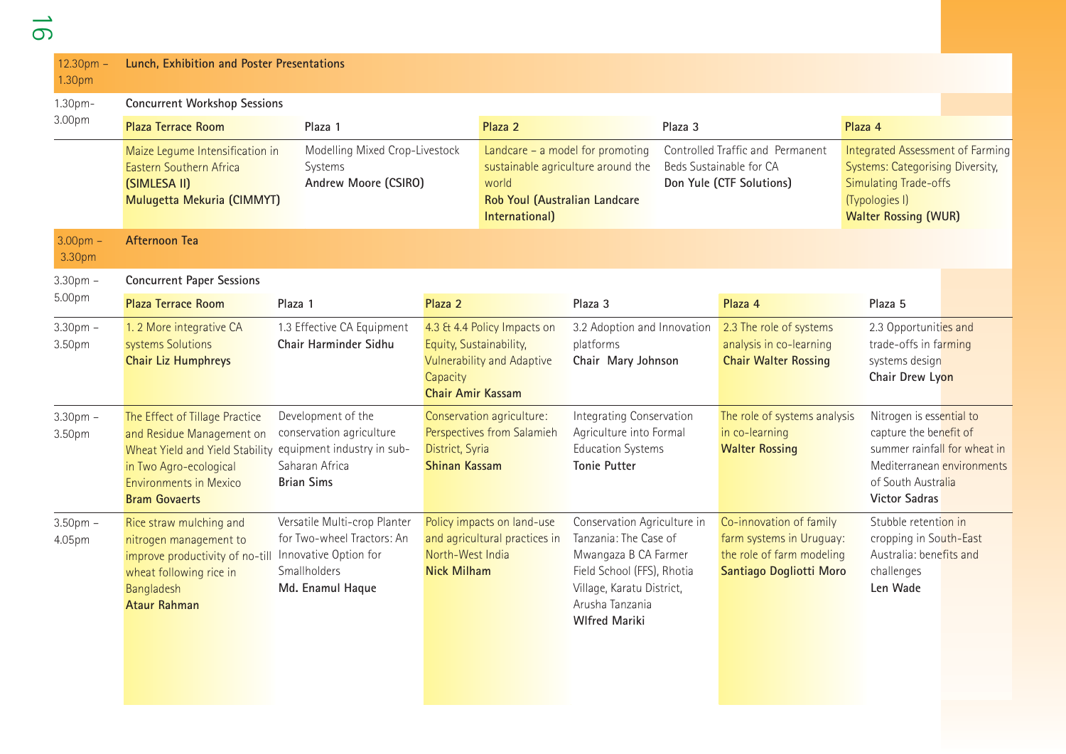| 12.30pm – 1.30pm | **Lunch, Exhibition and Poster Presentations** | | | | |
|---|---|---|---|---|---|
| 1.30pm-3.00pm | **Concurrent Workshop Sessions** | | | | |
| | **Plaza Terrace Room** | Plaza 1 | **Plaza 2** | Plaza 3 | **Plaza 4** |
| | Maize Legume Intensification in Eastern Southern Africa **(SIMLESA II)** **Mulugetta Mekuria (CIMMYT)** | Modelling Mixed Crop-Livestock Systems **Andrew Moore (CSIRO)** | Landcare – a model for promoting sustainable agriculture around the world **Rob Youl (Australian Landcare International)** | Controlled Traffic and Permanent Beds Sustainable for CA **Don Yule (CTF Solutions)** | Integrated Assessment of Farming Systems: Categorising Diversity, Simulating Trade-offs (Typologies I) **Walter Rossing (WUR)** |
| 3.00pm – 3.30pm | **Afternoon Tea** | | | | |

| 3.30pm – 5.00pm | **Concurrent Paper Sessions** | | | | | |
|---|---|---|---|---|---|---|
| | **Plaza Terrace Room** | Plaza 1 | **Plaza 2** | Plaza 3 | **Plaza 4** | Plaza 5 |
| 3.30pm – 3.50pm | 1. 2 More integrative CA systems Solutions **Chair Liz Humphreys** | 1.3 Effective CA Equipment **Chair Harminder Sidhu** | 4.3 & 4.4 Policy Impacts on Equity, Sustainability, Vulnerability and Adaptive Capacity **Chair Amir Kassam** | 3.2 Adoption and Innovation platforms **Chair Mary Johnson** | 2.3 The role of systems analysis in co-learning **Chair Walter Rossing** | 2.3 Opportunities and trade-offs in farming systems design **Chair Drew Lyon** |
| 3.30pm – 3.50pm | The Effect of Tillage Practice and Residue Management on Wheat Yield and Yield Stability in Two Agro-ecological Environments in Mexico **Bram Govaerts** | Development of the conservation agriculture equipment industry in sub-Saharan Africa **Brian Sims** | Conservation agriculture: Perspectives from Salamieh District, Syria **Shinan Kassam** | Integrating Conservation Agriculture into Formal Education Systems **Tonie Putter** | The role of systems analysis in co-learning **Walter Rossing** | Nitrogen is essential to capture the benefit of summer rainfall for wheat in Mediterranean environments of South Australia **Victor Sadras** |
| 3.50pm – 4.05pm | Rice straw mulching and nitrogen management to improve productivity of no-till wheat following rice in Bangladesh **Ataur Rahman** | Versatile Multi-crop Planter for Two-wheel Tractors: An Innovative Option for Smallholders **Md. Enamul Haque** | Policy impacts on land-use and agricultural practices in North-West India **Nick Milham** | Conservation Agriculture in Tanzania: The Case of Mwangaza B CA Farmer Field School (FFS), Rhotia Village, Karatu District, Arusha Tanzania **WIfred Mariki** | Co-innovation of family farm systems in Uruguay: the role of farm modeling **Santiago Dogliotti Moro** | Stubble retention in cropping in South-East Australia: benefits and challenges **Len Wade** |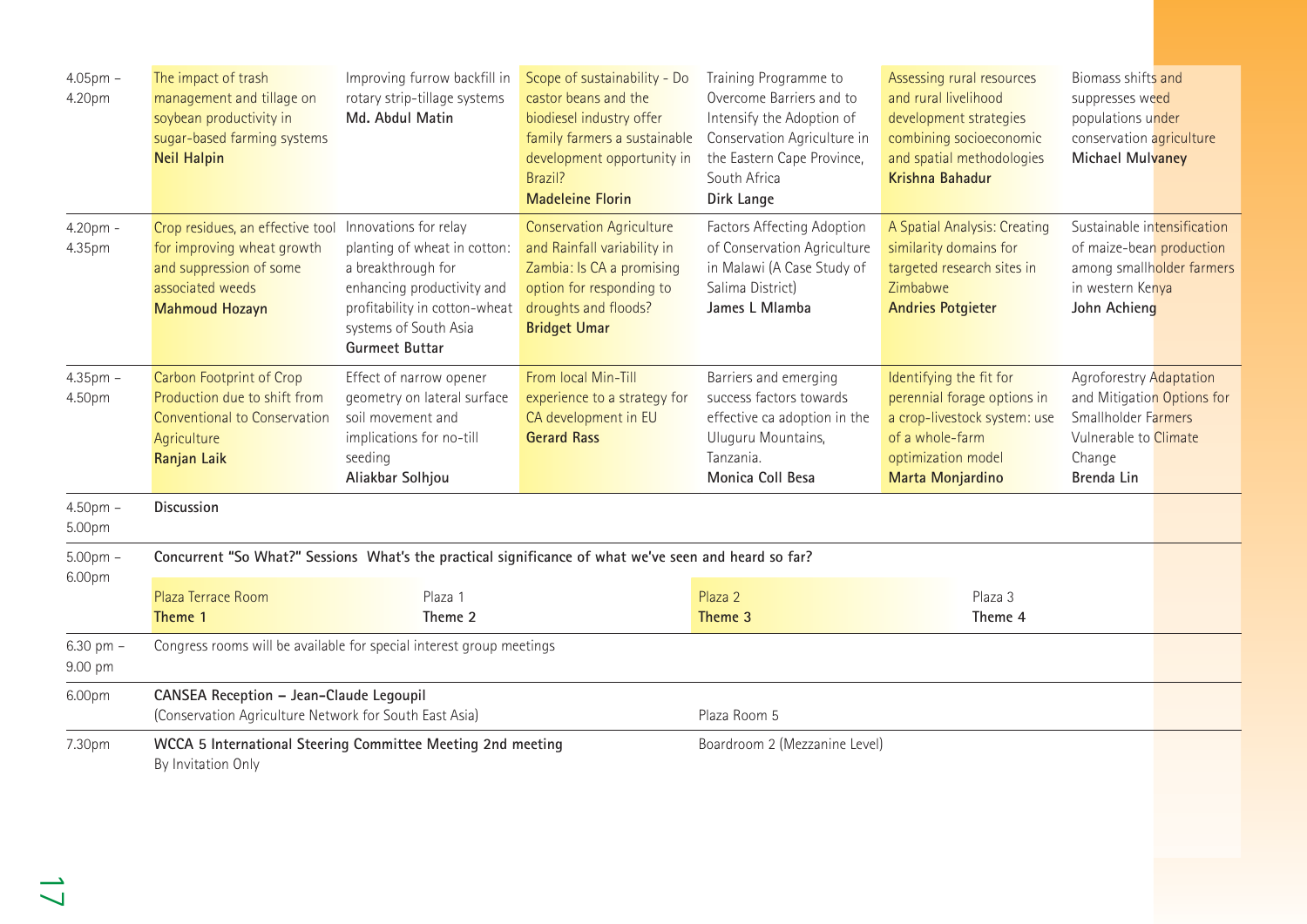| | | | | | | |
|---|---|---|---|---|---|---|
| 4.05pm – 4.20pm | The impact of trash management and tillage on soybean productivity in sugar-based farming systems **Neil Halpin** | Improving furrow backfill in rotary strip-tillage systems **Md. Abdul Matin** | Scope of sustainability - Do castor beans and the biodiesel industry offer family farmers a sustainable development opportunity in Brazil? **Madeleine Florin** | Training Programme to Overcome Barriers and to Intensify the Adoption of Conservation Agriculture in the Eastern Cape Province, South Africa **Dirk Lange** | Assessing rural resources and rural livelihood development strategies combining socioeconomic and spatial methodologies **Krishna Bahadur** | Biomass shifts and suppresses weed populations under conservation agriculture **Michael Mulvaney** |
| 4.20pm - 4.35pm | Crop residues, an effective tool for improving wheat growth and suppression of some associated weeds **Mahmoud Hozayn** | Innovations for relay planting of wheat in cotton: a breakthrough for enhancing productivity and profitability in cotton-wheat systems of South Asia **Gurmeet Buttar** | Conservation Agriculture and Rainfall variability in Zambia: Is CA a promising option for responding to droughts and floods? **Bridget Umar** | Factors Affecting Adoption of Conservation Agriculture in Malawi (A Case Study of Salima District) **James L Mlamba** | A Spatial Analysis: Creating similarity domains for targeted research sites in Zimbabwe **Andries Potgieter** | Sustainable intensification of maize-bean production among smallholder farmers in western Kenya **John Achieng** |
| 4.35pm – 4.50pm | Carbon Footprint of Crop Production due to shift from Conventional to Conservation Agriculture **Ranjan Laik** | Effect of narrow opener geometry on lateral surface soil movement and implications for no-till seeding **Aliakbar Solhjou** | From local Min-Till experience to a strategy for CA development in EU **Gerard Rass** | Barriers and emerging success factors towards effective ca adoption in the Uluguru Mountains, Tanzania. **Monica Coll Besa** | Identifying the fit for perennial forage options in a crop-livestock system: use of a whole-farm optimization model **Marta Monjardino** | Agroforestry Adaptation and Mitigation Options for Smallholder Farmers Vulnerable to Climate Change **Brenda Lin** |
| 4.50pm – 5.00pm | **Discussion** | | | | | |
| 5.00pm – 6.00pm | **Concurrent "So What?" Sessions What's the practical significance of what we've seen and heard so far?** | | | | | |
| | Plaza Terrace Room **Theme 1** | Plaza 1 **Theme 2** | | Plaza 2 **Theme 3** | Plaza 3 **Theme 4** | |
| 6.30 pm – 9.00 pm | Congress rooms will be available for special interest group meetings | | | | | |
| 6.00pm | **CANSEA Reception – Jean-Claude Legoupil** (Conservation Agriculture Network for South East Asia) | | | Plaza Room 5 | | |
| 7.30pm | **WCCA 5 International Steering Committee Meeting 2nd meeting** By Invitation Only | | | Boardroom 2 (Mezzanine Level) | | |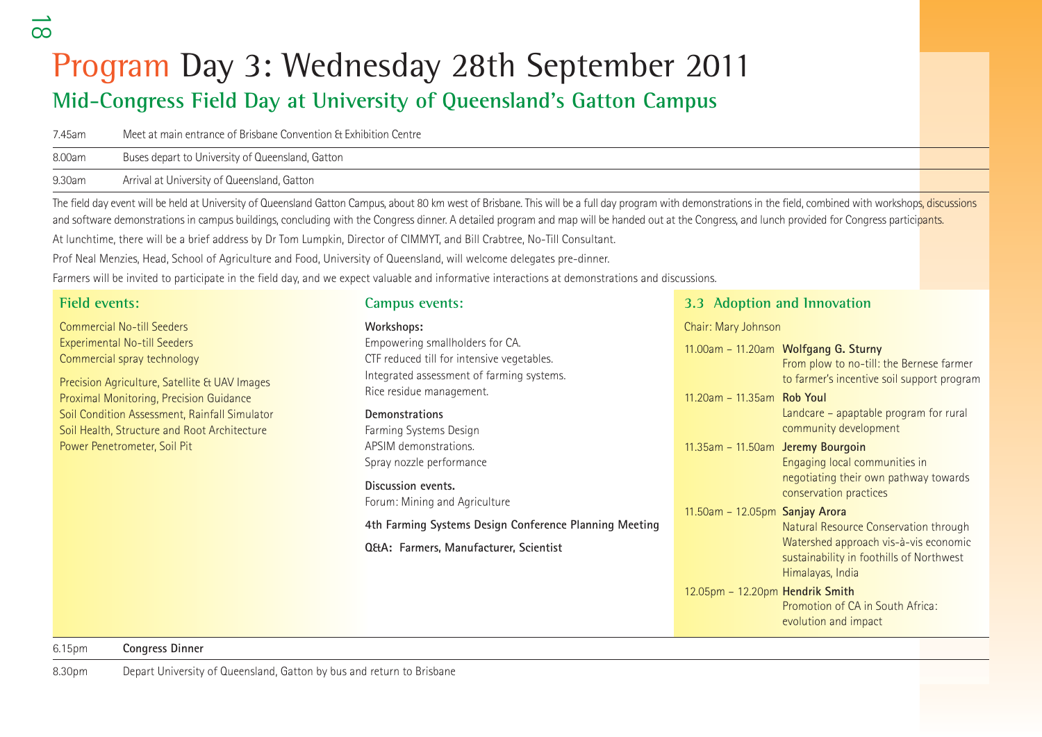# Program Day 3: Wednesday 28th September 2011

## Mid-Congress Field Day at University of Queensland's Gatton Campus

| | |
|---|---|
| 7.45am | Meet at main entrance of Brisbane Convention & Exhibition Centre |
| 8.00am | Buses depart to University of Queensland, Gatton |
| 9.30am | Arrival at University of Queensland, Gatton |

The field day event will be held at University of Queensland Gatton Campus, about 80 km west of Brisbane. This will be a full day program with demonstrations in the field, combined with workshops, discussions and software demonstrations in campus buildings, concluding with the Congress dinner. A detailed program and map will be handed out at the Congress, and lunch provided for Congress participants.

At lunchtime, there will be a brief address by Dr Tom Lumpkin, Director of CIMMYT, and Bill Crabtree, No-Till Consultant.

Prof Neal Menzies, Head, School of Agriculture and Food, University of Queensland, will welcome delegates pre-dinner.

Farmers will be invited to participate in the field day, and we expect valuable and informative interactions at demonstrations and discussions.

### Field events:

Commercial No-till Seeders
Experimental No-till Seeders
Commercial spray technology

Precision Agriculture, Satellite & UAV Images
Proximal Monitoring, Precision Guidance
Soil Condition Assessment, Rainfall Simulator
Soil Health, Structure and Root Architecture
Power Penetrometer, Soil Pit

### Campus events:

**Workshops:**
Empowering smallholders for CA.
CTF reduced till for intensive vegetables.
Integrated assessment of farming systems.
Rice residue management.

**Demonstrations**
Farming Systems Design
APSIM demonstrations.
Spray nozzle performance

**Discussion events.**
Forum: Mining and Agriculture

**4th Farming Systems Design Conference Planning Meeting**

**Q&A: Farmers, Manufacturer, Scientist**

### 3.3 Adoption and Innovation

Chair: Mary Johnson

| | |
|---|---|
| 11.00am – 11.20am | **Wolfgang G. Sturny** From plow to no-till: the Bernese farmer to farmer's incentive soil support program |
| 11.20am – 11.35am | **Rob Youl** Landcare – apaptable program for rural community development |
| 11.35am – 11.50am | **Jeremy Bourgoin** Engaging local communities in negotiating their own pathway towards conservation practices |
| 11.50am – 12.05pm | **Sanjay Arora** Natural Resource Conservation through Watershed approach vis-à-vis economic sustainability in foothills of Northwest Himalayas, India |
| 12.05pm – 12.20pm | **Hendrik Smith** Promotion of CA in South Africa: evolution and impact |

| | |
|---|---|
| 6.15pm | **Congress Dinner** |
| 8.30pm | Depart University of Queensland, Gatton by bus and return to Brisbane |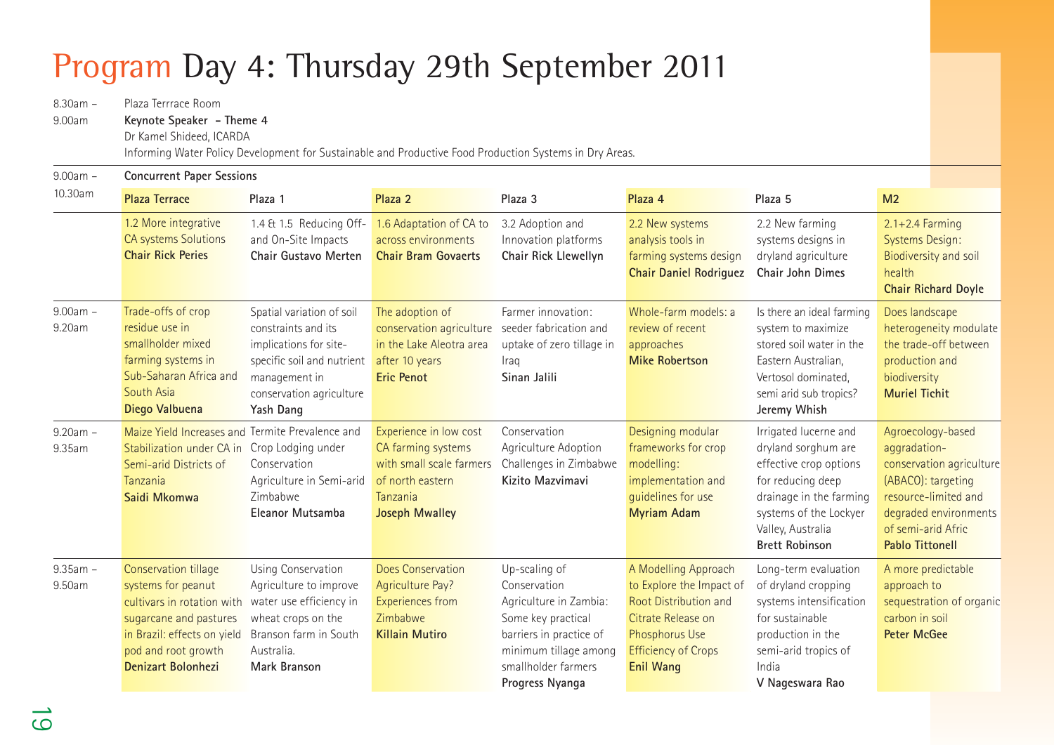# Program Day 4: Thursday 29th September 2011

8.30am – 9.00am

Plaza Terrrace Room

**Keynote Speaker – Theme 4**

Dr Kamel Shideed, ICARDA

Informing Water Policy Development for Sustainable and Productive Food Production Systems in Dry Areas.

9.00am – 10.30am **Concurrent Paper Sessions**

| | Plaza Terrace | Plaza 1 | Plaza 2 | Plaza 3 | Plaza 4 | Plaza 5 | M2 |
|---|---|---|---|---|---|---|---|
| | 1.2 More integrative CA systems Solutions **Chair Rick Peries** | 1.4 & 1.5 Reducing Off- and On-Site Impacts **Chair Gustavo Merten** | 1.6 Adaptation of CA to across environments **Chair Bram Govaerts** | 3.2 Adoption and Innovation platforms **Chair Rick Llewellyn** | 2.2 New systems analysis tools in farming systems design **Chair Daniel Rodriguez** | 2.2 New farming systems designs in dryland agriculture **Chair John Dimes** | 2.1+2.4 Farming Systems Design: Biodiversity and soil health **Chair Richard Doyle** |
| 9.00am – 9.20am | Trade-offs of crop residue use in smallholder mixed farming systems in Sub-Saharan Africa and South Asia **Diego Valbuena** | Spatial variation of soil constraints and its implications for site-specific soil and nutrient management in conservation agriculture **Yash Dang** | The adoption of conservation agriculture in the Lake Aleotra area after 10 years **Eric Penot** | Farmer innovation: seeder fabrication and uptake of zero tillage in Iraq **Sinan Jalili** | Whole-farm models: a review of recent approaches **Mike Robertson** | Is there an ideal farming system to maximize stored soil water in the Eastern Australian, Vertosol dominated, semi arid sub tropics? **Jeremy Whish** | Does landscape heterogeneity modulate the trade-off between production and biodiversity **Muriel Tichit** |
| 9.20am – 9.35am | Maize Yield Increases and Stabilization under CA in Semi-arid Districts of Tanzania **Saidi Mkomwa** | Termite Prevalence and Crop Lodging under Conservation Agriculture in Semi-arid Zimbabwe **Eleanor Mutsamba** | Experience in low cost CA farming systems with small scale farmers of north eastern Tanzania **Joseph Mwalley** | Conservation Agriculture Adoption Challenges in Zimbabwe **Kizito Mazvimavi** | Designing modular frameworks for crop modelling: implementation and guidelines for use **Myriam Adam** | Irrigated lucerne and dryland sorghum are effective crop options for reducing deep drainage in the farming systems of the Lockyer Valley, Australia **Brett Robinson** | Agroecology-based aggradation-conservation agriculture (ABACO): targeting resource-limited and degraded environments of semi-arid Afric **Pablo Tittonell** |
| 9.35am – 9.50am | Conservation tillage systems for peanut cultivars in rotation with sugarcane and pastures in Brazil: effects on yield pod and root growth **Denizart Bolonhezi** | Using Conservation Agriculture to improve water use efficiency in wheat crops on the Branson farm in South Australia. **Mark Branson** | Does Conservation Agriculture Pay? Experiences from Zimbabwe **Killain Mutiro** | Up-scaling of Conservation Agriculture in Zambia: Some key practical barriers in practice of minimum tillage among smallholder farmers **Progress Nyanga** | A Modelling Approach to Explore the Impact of Root Distribution and Citrate Release on Phosphorus Use Efficiency of Crops **Enil Wang** | Long-term evaluation of dryland cropping systems intensification for sustainable production in the semi-arid tropics of India **V Nageswara Rao** | A more predictable approach to sequestration of organic carbon in soil **Peter McGee** |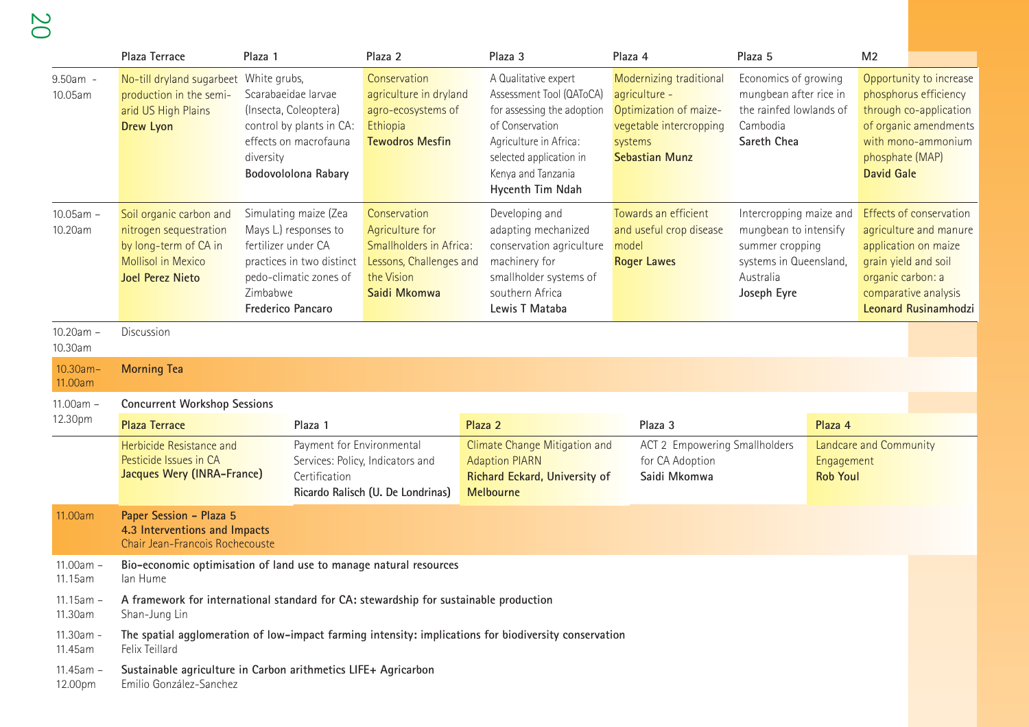| | Plaza Terrace | Plaza 1 | Plaza 2 | Plaza 3 | Plaza 4 | Plaza 5 | M2 |
|---|---|---|---|---|---|---|---|
| 9.50am - 10.05am | No-till dryland sugarbeet production in the semi-arid US High Plains **Drew Lyon** | White grubs, Scarabaeidae larvae (Insecta, Coleoptera) control by plants in CA: effects on macrofauna diversity **Bodovololona Rabary** | Conservation agriculture in dryland agro-ecosystems of Ethiopia **Tewodros Mesfin** | A Qualitative expert Assessment Tool (QAToCA) for assessing the adoption of Conservation Agriculture in Africa: selected application in Kenya and Tanzania **Hycenth Tim Ndah** | Modernizing traditional agriculture - Optimization of maize-vegetable intercropping systems **Sebastian Munz** | Economics of growing mungbean after rice in the rainfed lowlands of Cambodia **Sareth Chea** | Opportunity to increase phosphorus efficiency through co-application of organic amendments with mono-ammonium phosphate (MAP) **David Gale** |
| 10.05am – 10.20am | Soil organic carbon and nitrogen sequestration by long-term of CA in Mollisol in Mexico **Joel Perez Nieto** | Simulating maize (Zea Mays L.) responses to fertilizer under CA practices in two distinct pedo-climatic zones of Zimbabwe **Frederico Pancaro** | Conservation Agriculture for Smallholders in Africa: Lessons, Challenges and the Vision **Saidi Mkomwa** | Developing and adapting mechanized conservation agriculture machinery for smallholder systems of southern Africa **Lewis T Mataba** | Towards an efficient and useful crop disease model **Roger Lawes** | Intercropping maize and mungbean to intensify summer cropping systems in Queensland, Australia **Joseph Eyre** | Effects of conservation agriculture and manure application on maize grain yield and soil organic carbon: a comparative analysis **Leonard Rusinamhodzi** |
| 10.20am – 10.30am | Discussion | | | | | | |
| 10.30am– 11.00am | **Morning Tea** | | | | | | |

**11.00am – 12.30pm — Concurrent Workshop Sessions**

| Plaza Terrace | Plaza 1 | Plaza 2 | Plaza 3 | Plaza 4 |
|---|---|---|---|---|
| Herbicide Resistance and Pesticide Issues in CA **Jacques Wery (INRA-France)** | Payment for Environmental Services: Policy, Indicators and Certification **Ricardo Ralisch (U. De Londrinas)** | Climate Change Mitigation and Adaption PIARN **Richard Eckard, University of Melbourne** | ACT 2 Empowering Smallholders for CA Adoption **Saidi Mkomwa** | Landcare and Community Engagement **Rob Youl** |

**11.00am — Paper Session - Plaza 5**
**4.3 Interventions and Impacts**
Chair Jean-Francois Rochecouste

| Time | Paper |
|---|---|
| 11.00am – 11.15am | **Bio-economic optimisation of land use to manage natural resources** Ian Hume |
| 11.15am – 11.30am | **A framework for international standard for CA: stewardship for sustainable production** Shan-Jung Lin |
| 11.30am - 11.45am | **The spatial agglomeration of low-impact farming intensity: implications for biodiversity conservation** Felix Teillard |
| 11.45am – 12.00pm | **Sustainable agriculture in Carbon arithmetics LIFE+ Agricarbon** Emilio González-Sanchez |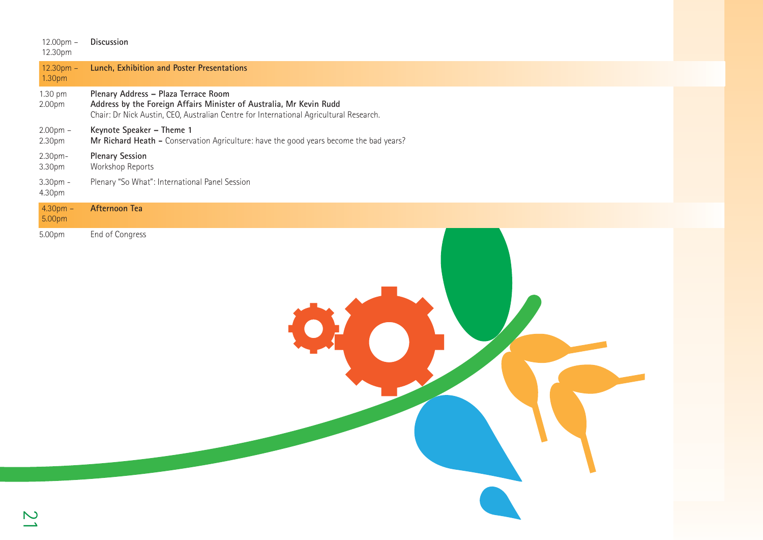| | |
|---|---|
| 12.00pm – 12.30pm | **Discussion** |
| 12.30pm – 1.30pm | **Lunch, Exhibition and Poster Presentations** |
| 1.30 pm 2.00pm | **Plenary Address – Plaza Terrace Room**<br>**Address by the Foreign Affairs Minister of Australia, Mr Kevin Rudd**<br>Chair: Dr Nick Austin, CEO, Australian Centre for International Agricultural Research. |
| 2.00pm – 2.30pm | **Keynote Speaker – Theme 1**<br>**Mr Richard Heath –** Conservation Agriculture: have the good years become the bad years? |
| 2.30pm- 3.30pm | **Plenary Session**<br>Workshop Reports |
| 3.30pm - 4.30pm | Plenary "So What": International Panel Session |
| 4.30pm – 5.00pm | **Afternoon Tea** |
| 5.00pm | End of Congress |